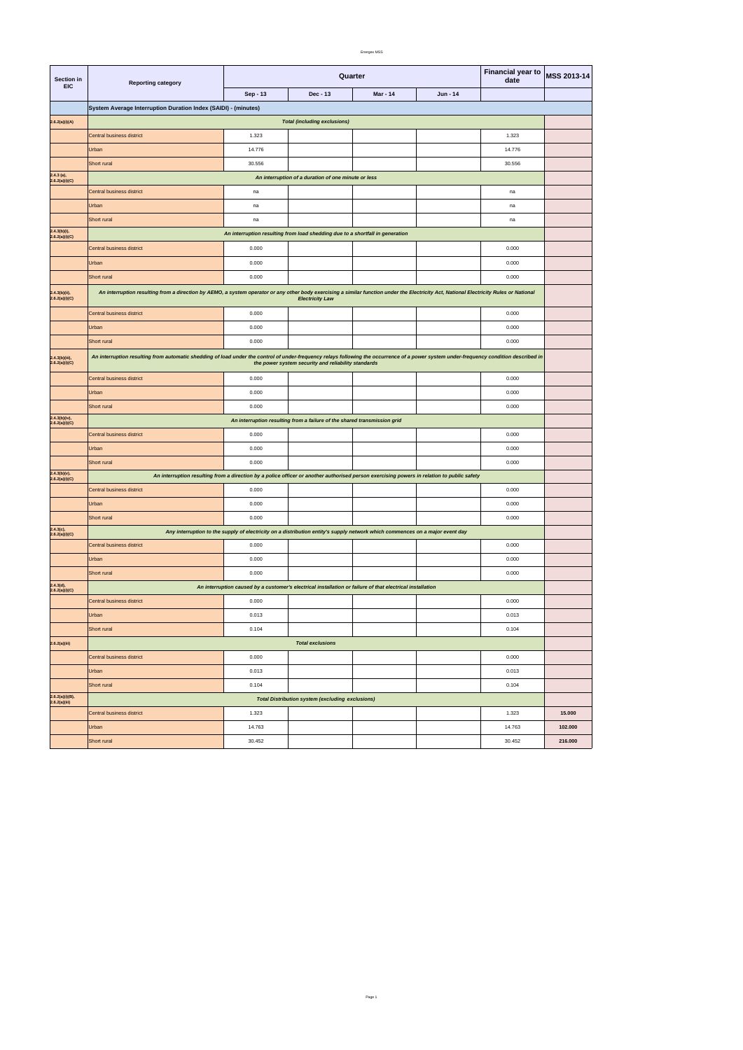| Section in EIC | Reporting category | Quarter | | | | Financial year to date | MSS 2013-14 |
|---|---|---|---|---|---|---|---|
| | | Sep - 13 | Dec - 13 | Mar - 14 | Jun - 14 | | |
| | **System Average Interruption Duration Index (SAIDI) - (minutes)** | | | | | | |
| 2.6.2(a)(i)(A) | ***Total (including exclusions)*** | | | | | | |
| | Central business district | 1.323 | | | | 1.323 | |
| | Urban | 14.776 | | | | 14.776 | |
| | Short rural | 30.556 | | | | 30.556 | |
| 2.4.3 (a), 2.6.2(a)(i)(C) | ***An interruption of a duration of one minute or less*** | | | | | | |
| | Central business district | na | | | | na | |
| | Urban | na | | | | na | |
| | Short rural | na | | | | na | |
| 2.4.3(b)(i), 2.6.2(a)(i)(C) | ***An interruption resulting from load shedding due to a shortfall in generation*** | | | | | | |
| | Central business district | 0.000 | | | | 0.000 | |
| | Urban | 0.000 | | | | 0.000 | |
| | Short rural | 0.000 | | | | 0.000 | |
| 2.4.3(b)(ii), 2.6.2(a)(i)(C) | ***An interruption resulting from a direction by AEMO, a system operator or any other body exercising a similar function under the Electricity Act, National Electricity Rules or National Electricity Law*** | | | | | | |
| | Central business district | 0.000 | | | | 0.000 | |
| | Urban | 0.000 | | | | 0.000 | |
| | Short rural | 0.000 | | | | 0.000 | |
| 2.4.3(b)(iii), 2.6.2(a)(i)(C) | ***An interruption resulting from automatic shedding of load under the control of under-frequency relays following the occurrence of a power system under-frequency condition described in the power system security and reliability standards*** | | | | | | |
| | Central business district | 0.000 | | | | 0.000 | |
| | Urban | 0.000 | | | | 0.000 | |
| | Short rural | 0.000 | | | | 0.000 | |
| 2.4.3(b)(iv), 2.6.2(a)(i)(C) | ***An interruption resulting from a failure of the shared transmission grid*** | | | | | | |
| | Central business district | 0.000 | | | | 0.000 | |
| | Urban | 0.000 | | | | 0.000 | |
| | Short rural | 0.000 | | | | 0.000 | |
| 2.4.3(b)(v), 2.6.2(a)(i)(C) | ***An interruption resulting from a direction by a police officer or another authorised person exercising powers in relation to public safety*** | | | | | | |
| | Central business district | 0.000 | | | | 0.000 | |
| | Urban | 0.000 | | | | 0.000 | |
| | Short rural | 0.000 | | | | 0.000 | |
| 2.4.3(c), 2.6.2(a)(i)(C) | ***Any interruption to the supply of electricity on a distribution entity's supply network which commences on a major event day*** | | | | | | |
| | Central business district | 0.000 | | | | 0.000 | |
| | Urban | 0.000 | | | | 0.000 | |
| | Short rural | 0.000 | | | | 0.000 | |
| 2.4.3(d), 2.6.2(a)(i)(C) | ***An interruption caused by a customer's electrical installation or failure of that electrical installation*** | | | | | | |
| | Central business district | 0.000 | | | | 0.000 | |
| | Urban | 0.013 | | | | 0.013 | |
| | Short rural | 0.104 | | | | 0.104 | |
| 2.6.2(a)(iii) | ***Total exclusions*** | | | | | | |
| | Central business district | 0.000 | | | | 0.000 | |
| | Urban | 0.013 | | | | 0.013 | |
| | Short rural | 0.104 | | | | 0.104 | |
| 2.6.2(a)(i)(B), 2.6.2(a)(iii) | ***Total Distribution system (excluding exclusions)*** | | | | | | |
| | Central business district | 1.323 | | | | 1.323 | **15.000** |
| | Urban | 14.763 | | | | 14.763 | **102.000** |
| | Short rural | 30.452 | | | | 30.452 | **216.000** |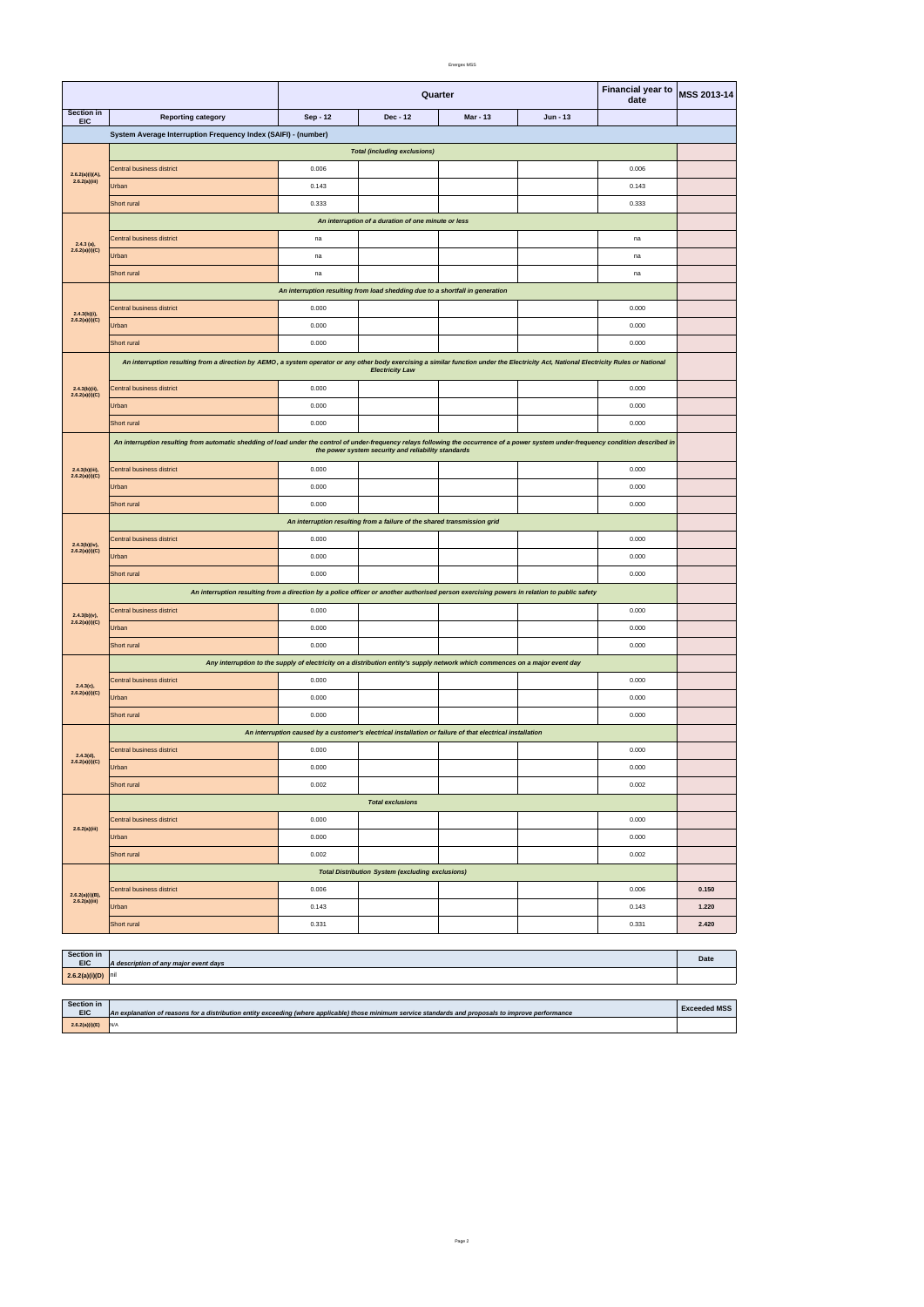| | | Quarter | | | | Financial year to date | MSS 2013-14 |
|---|---|---|---|---|---|---|---|
| Section in EIC | Reporting category | Sep - 12 | Dec - 12 | Mar - 13 | Jun - 13 | | |
| | **System Average Interruption Frequency Index (SAIFI) - (number)** | | | | | | |
| 2.6.2(a)(i)(A), 2.6.2(a)(iii) | *Total (including exclusions)* | | | | | | |
| | Central business district | 0.006 | | | | 0.006 | |
| | Urban | 0.143 | | | | 0.143 | |
| | Short rural | 0.333 | | | | 0.333 | |
| 2.4.3 (a), 2.6.2(a)(i)(C) | *An interruption of a duration of one minute or less* | | | | | | |
| | Central business district | na | | | | na | |
| | Urban | na | | | | na | |
| | Short rural | na | | | | na | |
| 2.4.3(b)(i), 2.6.2(a)(i)(C) | *An interruption resulting from load shedding due to a shortfall in generation* | | | | | | |
| | Central business district | 0.000 | | | | 0.000 | |
| | Urban | 0.000 | | | | 0.000 | |
| | Short rural | 0.000 | | | | 0.000 | |
| 2.4.3(b)(ii), 2.6.2(a)(i)(C) | *An interruption resulting from a direction by AEMO , a system operator or any other body exercising a similar function under the Electricity Act, National Electricity Rules or National Electricity Law* | | | | | | |
| | Central business district | 0.000 | | | | 0.000 | |
| | Urban | 0.000 | | | | 0.000 | |
| | Short rural | 0.000 | | | | 0.000 | |
| 2.4.3(b)(iii), 2.6.2(a)(i)(C) | *An interruption resulting from automatic shedding of load under the control of under-frequency relays following the occurrence of a power system under-frequency condition described in the power system security and reliability standards* | | | | | | |
| | Central business district | 0.000 | | | | 0.000 | |
| | Urban | 0.000 | | | | 0.000 | |
| | Short rural | 0.000 | | | | 0.000 | |
| 2.4.3(b)(iv), 2.6.2(a)(i)(C) | *An interruption resulting from a failure of the shared transmission grid* | | | | | | |
| | Central business district | 0.000 | | | | 0.000 | |
| | Urban | 0.000 | | | | 0.000 | |
| | Short rural | 0.000 | | | | 0.000 | |
| 2.4.3(b)(v), 2.6.2(a)(i)(C) | *An interruption resulting from a direction by a police officer or another authorised person exercising powers in relation to public safety* | | | | | | |
| | Central business district | 0.000 | | | | 0.000 | |
| | Urban | 0.000 | | | | 0.000 | |
| | Short rural | 0.000 | | | | 0.000 | |
| 2.4.3(c), 2.6.2(a)(i)(C) | *Any interruption to the supply of electricity on a distribution entity's supply network which commences on a major event day* | | | | | | |
| | Central business district | 0.000 | | | | 0.000 | |
| | Urban | 0.000 | | | | 0.000 | |
| | Short rural | 0.000 | | | | 0.000 | |
| 2.4.3(d), 2.6.2(a)(i)(C) | *An interruption caused by a customer's electrical installation or failure of that electrical installation* | | | | | | |
| | Central business district | 0.000 | | | | 0.000 | |
| | Urban | 0.000 | | | | 0.000 | |
| | Short rural | 0.002 | | | | 0.002 | |
| 2.6.2(a)(iii) | *Total exclusions* | | | | | | |
| | Central business district | 0.000 | | | | 0.000 | |
| | Urban | 0.000 | | | | 0.000 | |
| | Short rural | 0.002 | | | | 0.002 | |
| 2.6.2(a)(i)(B), 2.6.2(a)(iii) | *Total Distribution System (excluding exclusions)* | | | | | | |
| | Central business district | 0.006 | | | | 0.006 | **0.150** |
| | Urban | 0.143 | | | | 0.143 | **1.220** |
| | Short rural | 0.331 | | | | 0.331 | **2.420** |

| Section in EIC | *A description of any major event days* | Date |
|---|---|---|
| 2.6.2(a)(i)(D) | nil | |

| Section in EIC | *An explanation of reasons for a distribution entity exceeding (where applicable) those minimum service standards and proposals to improve performance* | Exceeded MSS |
|---|---|---|
| 2.6.2(a)(i)(E) | N/A | |